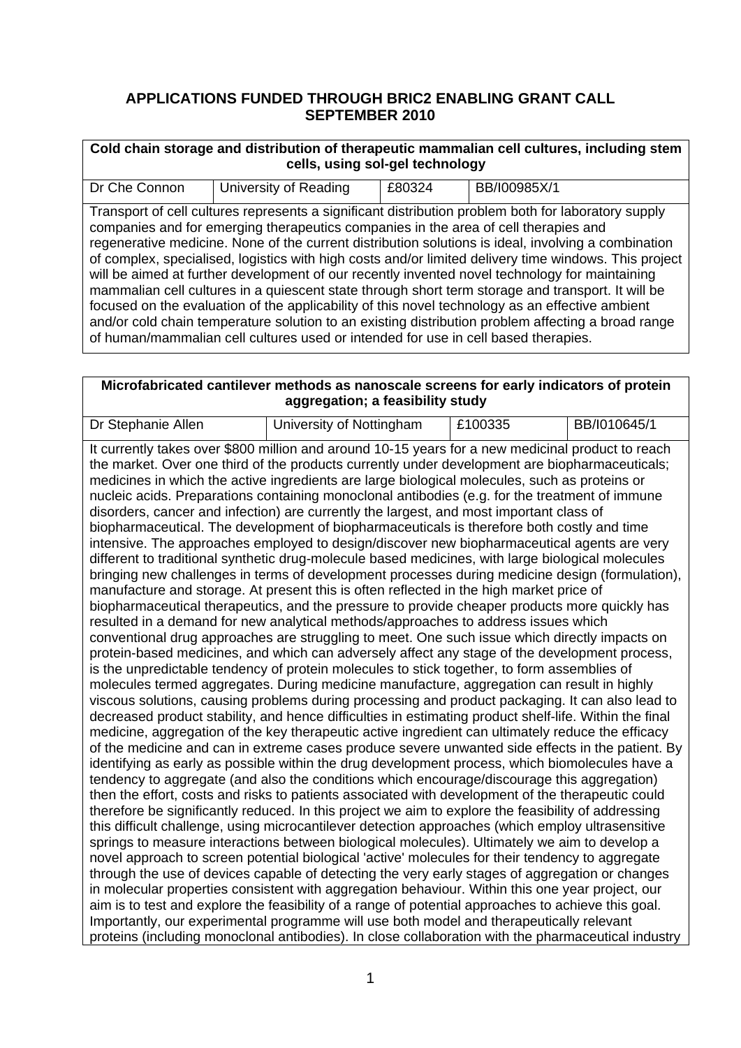## APPLICATIONS FUNDED THROUGH BRIC2 ENABLING GRANT CALL SEPTEMBER 2010

### Cold chain storage and distribution of therapeutic mammalian cell cultures, including stem cells, using sol-gel technology

| Dr Che Connon | University of Reading | £80324 | BB/I00985X/1 |
| --- | --- | --- | --- |

Transport of cell cultures represents a significant distribution problem both for laboratory supply companies and for emerging therapeutics companies in the area of cell therapies and regenerative medicine. None of the current distribution solutions is ideal, involving a combination of complex, specialised, logistics with high costs and/or limited delivery time windows. This project will be aimed at further development of our recently invented novel technology for maintaining mammalian cell cultures in a quiescent state through short term storage and transport. It will be focused on the evaluation of the applicability of this novel technology as an effective ambient and/or cold chain temperature solution to an existing distribution problem affecting a broad range of human/mammalian cell cultures used or intended for use in cell based therapies.

### Microfabricated cantilever methods as nanoscale screens for early indicators of protein aggregation; a feasibility study

| Dr Stephanie Allen | University of Nottingham | £100335 | BB/I010645/1 |
| --- | --- | --- | --- |

It currently takes over $800 million and around 10-15 years for a new medicinal product to reach the market. Over one third of the products currently under development are biopharmaceuticals; medicines in which the active ingredients are large biological molecules, such as proteins or nucleic acids. Preparations containing monoclonal antibodies (e.g. for the treatment of immune disorders, cancer and infection) are currently the largest, and most important class of biopharmaceutical. The development of biopharmaceuticals is therefore both costly and time intensive. The approaches employed to design/discover new biopharmaceutical agents are very different to traditional synthetic drug-molecule based medicines, with large biological molecules bringing new challenges in terms of development processes during medicine design (formulation), manufacture and storage. At present this is often reflected in the high market price of biopharmaceutical therapeutics, and the pressure to provide cheaper products more quickly has resulted in a demand for new analytical methods/approaches to address issues which conventional drug approaches are struggling to meet. One such issue which directly impacts on protein-based medicines, and which can adversely affect any stage of the development process, is the unpredictable tendency of protein molecules to stick together, to form assemblies of molecules termed aggregates. During medicine manufacture, aggregation can result in highly viscous solutions, causing problems during processing and product packaging. It can also lead to decreased product stability, and hence difficulties in estimating product shelf-life. Within the final medicine, aggregation of the key therapeutic active ingredient can ultimately reduce the efficacy of the medicine and can in extreme cases produce severe unwanted side effects in the patient. By identifying as early as possible within the drug development process, which biomolecules have a tendency to aggregate (and also the conditions which encourage/discourage this aggregation) then the effort, costs and risks to patients associated with development of the therapeutic could therefore be significantly reduced. In this project we aim to explore the feasibility of addressing this difficult challenge, using microcantilever detection approaches (which employ ultrasensitive springs to measure interactions between biological molecules). Ultimately we aim to develop a novel approach to screen potential biological 'active' molecules for their tendency to aggregate through the use of devices capable of detecting the very early stages of aggregation or changes in molecular properties consistent with aggregation behaviour. Within this one year project, our aim is to test and explore the feasibility of a range of potential approaches to achieve this goal. Importantly, our experimental programme will use both model and therapeutically relevant proteins (including monoclonal antibodies). In close collaboration with the pharmaceutical industry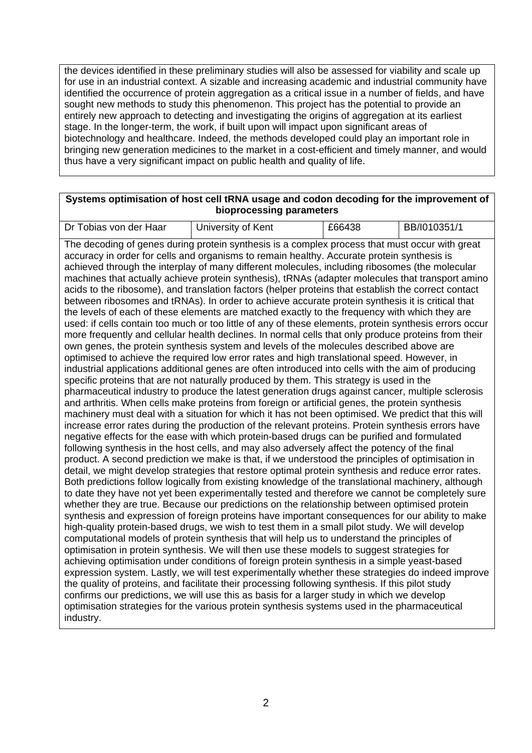the devices identified in these preliminary studies will also be assessed for viability and scale up for use in an industrial context. A sizable and increasing academic and industrial community have identified the occurrence of protein aggregation as a critical issue in a number of fields, and have sought new methods to study this phenomenon. This project has the potential to provide an entirely new approach to detecting and investigating the origins of aggregation at its earliest stage. In the longer-term, the work, if built upon will impact upon significant areas of biotechnology and healthcare. Indeed, the methods developed could play an important role in bringing new generation medicines to the market in a cost-efficient and timely manner, and would thus have a very significant impact on public health and quality of life.

| **Systems optimisation of host cell tRNA usage and codon decoding for the improvement of bioprocessing parameters** | | | |
|---|---|---|---|
| Dr Tobias von der Haar | University of Kent | £66438 | BB/I010351/1 |

The decoding of genes during protein synthesis is a complex process that must occur with great accuracy in order for cells and organisms to remain healthy. Accurate protein synthesis is achieved through the interplay of many different molecules, including ribosomes (the molecular machines that actually achieve protein synthesis), tRNAs (adapter molecules that transport amino acids to the ribosome), and translation factors (helper proteins that establish the correct contact between ribosomes and tRNAs). In order to achieve accurate protein synthesis it is critical that the levels of each of these elements are matched exactly to the frequency with which they are used: if cells contain too much or too little of any of these elements, protein synthesis errors occur more frequently and cellular health declines. In normal cells that only produce proteins from their own genes, the protein synthesis system and levels of the molecules described above are optimised to achieve the required low error rates and high translational speed. However, in industrial applications additional genes are often introduced into cells with the aim of producing specific proteins that are not naturally produced by them. This strategy is used in the pharmaceutical industry to produce the latest generation drugs against cancer, multiple sclerosis and arthritis. When cells make proteins from foreign or artificial genes, the protein synthesis machinery must deal with a situation for which it has not been optimised. We predict that this will increase error rates during the production of the relevant proteins. Protein synthesis errors have negative effects for the ease with which protein-based drugs can be purified and formulated following synthesis in the host cells, and may also adversely affect the potency of the final product. A second prediction we make is that, if we understood the principles of optimisation in detail, we might develop strategies that restore optimal protein synthesis and reduce error rates. Both predictions follow logically from existing knowledge of the translational machinery, although to date they have not yet been experimentally tested and therefore we cannot be completely sure whether they are true. Because our predictions on the relationship between optimised protein synthesis and expression of foreign proteins have important consequences for our ability to make high-quality protein-based drugs, we wish to test them in a small pilot study. We will develop computational models of protein synthesis that will help us to understand the principles of optimisation in protein synthesis. We will then use these models to suggest strategies for achieving optimisation under conditions of foreign protein synthesis in a simple yeast-based expression system. Lastly, we will test experimentally whether these strategies do indeed improve the quality of proteins, and facilitate their processing following synthesis. If this pilot study confirms our predictions, we will use this as basis for a larger study in which we develop optimisation strategies for the various protein synthesis systems used in the pharmaceutical industry.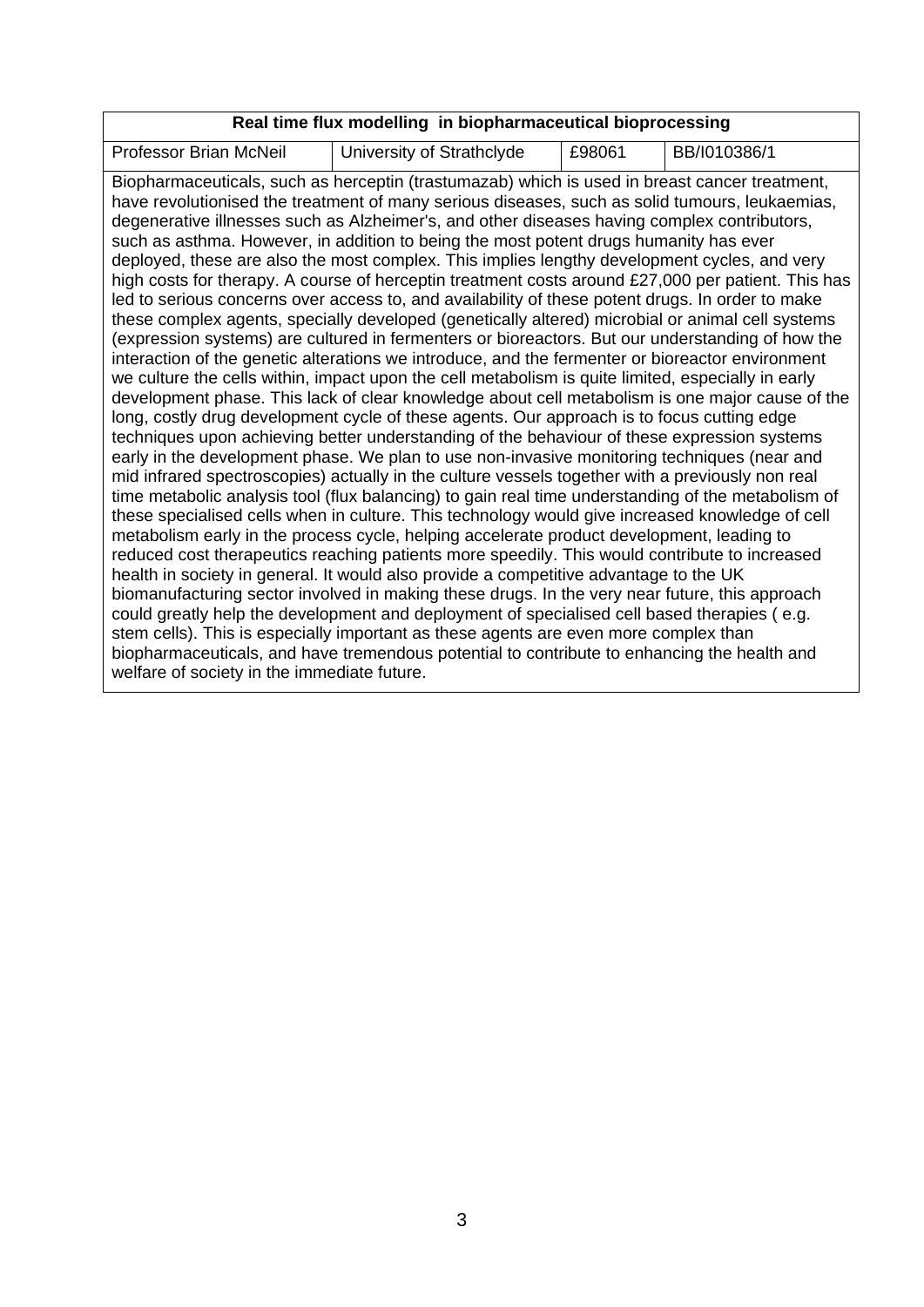| Real time flux modelling in biopharmaceutical bioprocessing | | | |
|---|---|---|---|
| Professor Brian McNeil | University of Strathclyde | £98061 | BB/I010386/1 |

Biopharmaceuticals, such as herceptin (trastumazab) which is used in breast cancer treatment, have revolutionised the treatment of many serious diseases, such as solid tumours, leukaemias, degenerative illnesses such as Alzheimer's, and other diseases having complex contributors, such as asthma. However, in addition to being the most potent drugs humanity has ever deployed, these are also the most complex. This implies lengthy development cycles, and very high costs for therapy. A course of herceptin treatment costs around £27,000 per patient. This has led to serious concerns over access to, and availability of these potent drugs. In order to make these complex agents, specially developed (genetically altered) microbial or animal cell systems (expression systems) are cultured in fermenters or bioreactors. But our understanding of how the interaction of the genetic alterations we introduce, and the fermenter or bioreactor environment we culture the cells within, impact upon the cell metabolism is quite limited, especially in early development phase. This lack of clear knowledge about cell metabolism is one major cause of the long, costly drug development cycle of these agents. Our approach is to focus cutting edge techniques upon achieving better understanding of the behaviour of these expression systems early in the development phase. We plan to use non-invasive monitoring techniques (near and mid infrared spectroscopies) actually in the culture vessels together with a previously non real time metabolic analysis tool (flux balancing) to gain real time understanding of the metabolism of these specialised cells when in culture. This technology would give increased knowledge of cell metabolism early in the process cycle, helping accelerate product development, leading to reduced cost therapeutics reaching patients more speedily. This would contribute to increased health in society in general. It would also provide a competitive advantage to the UK biomanufacturing sector involved in making these drugs. In the very near future, this approach could greatly help the development and deployment of specialised cell based therapies ( e.g. stem cells). This is especially important as these agents are even more complex than biopharmaceuticals, and have tremendous potential to contribute to enhancing the health and welfare of society in the immediate future.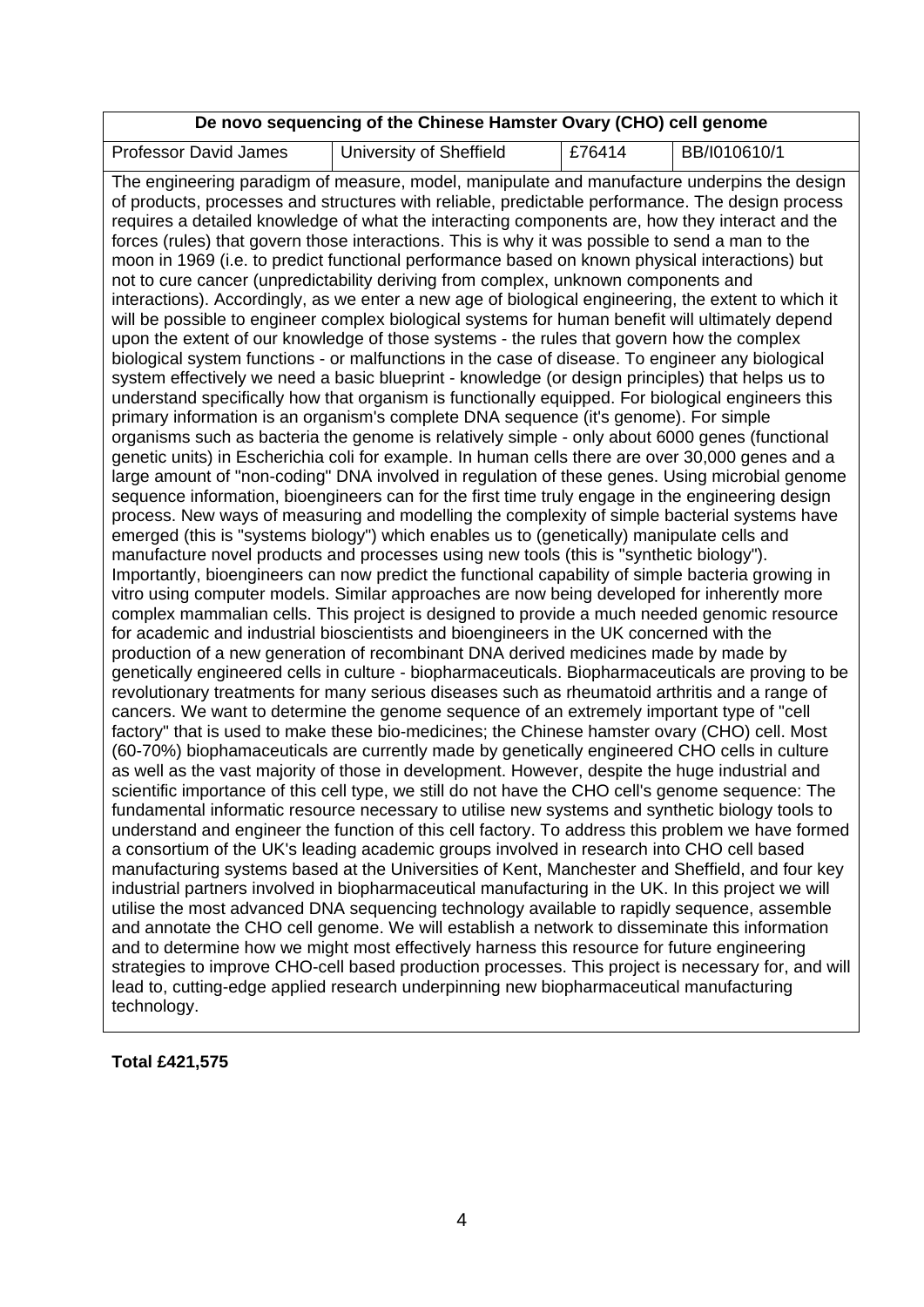| De novo sequencing of the Chinese Hamster Ovary (CHO) cell genome | | | |
|---|---|---|---|
| Professor David James | University of Sheffield | £76414 | BB/I010610/1 |

The engineering paradigm of measure, model, manipulate and manufacture underpins the design of products, processes and structures with reliable, predictable performance. The design process requires a detailed knowledge of what the interacting components are, how they interact and the forces (rules) that govern those interactions. This is why it was possible to send a man to the moon in 1969 (i.e. to predict functional performance based on known physical interactions) but not to cure cancer (unpredictability deriving from complex, unknown components and interactions). Accordingly, as we enter a new age of biological engineering, the extent to which it will be possible to engineer complex biological systems for human benefit will ultimately depend upon the extent of our knowledge of those systems - the rules that govern how the complex biological system functions - or malfunctions in the case of disease. To engineer any biological system effectively we need a basic blueprint - knowledge (or design principles) that helps us to understand specifically how that organism is functionally equipped. For biological engineers this primary information is an organism's complete DNA sequence (it's genome). For simple organisms such as bacteria the genome is relatively simple - only about 6000 genes (functional genetic units) in Escherichia coli for example. In human cells there are over 30,000 genes and a large amount of "non-coding" DNA involved in regulation of these genes. Using microbial genome sequence information, bioengineers can for the first time truly engage in the engineering design process. New ways of measuring and modelling the complexity of simple bacterial systems have emerged (this is "systems biology") which enables us to (genetically) manipulate cells and manufacture novel products and processes using new tools (this is "synthetic biology"). Importantly, bioengineers can now predict the functional capability of simple bacteria growing in vitro using computer models. Similar approaches are now being developed for inherently more complex mammalian cells. This project is designed to provide a much needed genomic resource for academic and industrial bioscientists and bioengineers in the UK concerned with the production of a new generation of recombinant DNA derived medicines made by made by genetically engineered cells in culture - biopharmaceuticals. Biopharmaceuticals are proving to be revolutionary treatments for many serious diseases such as rheumatoid arthritis and a range of cancers. We want to determine the genome sequence of an extremely important type of "cell factory" that is used to make these bio-medicines; the Chinese hamster ovary (CHO) cell. Most (60-70%) biophamaceuticals are currently made by genetically engineered CHO cells in culture as well as the vast majority of those in development. However, despite the huge industrial and scientific importance of this cell type, we still do not have the CHO cell's genome sequence: The fundamental informatic resource necessary to utilise new systems and synthetic biology tools to understand and engineer the function of this cell factory. To address this problem we have formed a consortium of the UK's leading academic groups involved in research into CHO cell based manufacturing systems based at the Universities of Kent, Manchester and Sheffield, and four key industrial partners involved in biopharmaceutical manufacturing in the UK. In this project we will utilise the most advanced DNA sequencing technology available to rapidly sequence, assemble and annotate the CHO cell genome. We will establish a network to disseminate this information and to determine how we might most effectively harness this resource for future engineering strategies to improve CHO-cell based production processes. This project is necessary for, and will lead to, cutting-edge applied research underpinning new biopharmaceutical manufacturing technology.

**Total £421,575**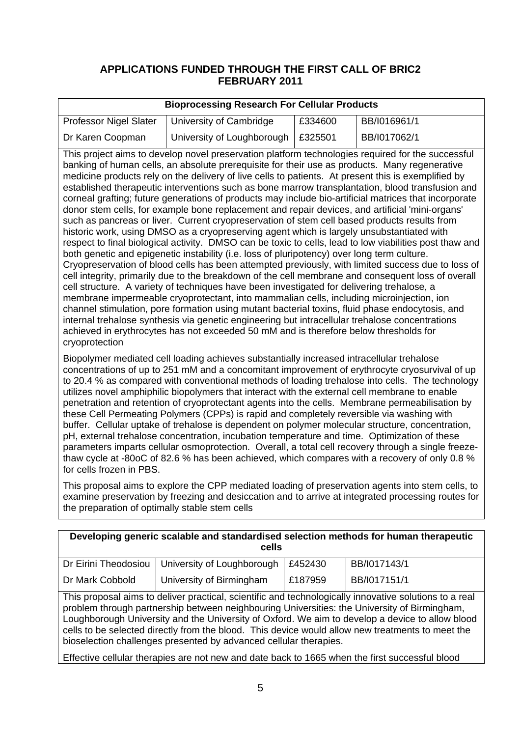## APPLICATIONS FUNDED THROUGH THE FIRST CALL OF BRIC2 FEBRUARY 2011

### Bioprocessing Research For Cellular Products

| | | | |
|---|---|---|---|
| Professor Nigel Slater | University of Cambridge | £334600 | BB/I016961/1 |
| Dr Karen Coopman | University of Loughborough | £325501 | BB/I017062/1 |

This project aims to develop novel preservation platform technologies required for the successful banking of human cells, an absolute prerequisite for their use as products. Many regenerative medicine products rely on the delivery of live cells to patients. At present this is exemplified by established therapeutic interventions such as bone marrow transplantation, blood transfusion and corneal grafting; future generations of products may include bio-artificial matrices that incorporate donor stem cells, for example bone replacement and repair devices, and artificial 'mini-organs' such as pancreas or liver. Current cryopreservation of stem cell based products results from historic work, using DMSO as a cryopreserving agent which is largely unsubstantiated with respect to final biological activity. DMSO can be toxic to cells, lead to low viabilities post thaw and both genetic and epigenetic instability (i.e. loss of pluripotency) over long term culture. Cryopreservation of blood cells has been attempted previously, with limited success due to loss of cell integrity, primarily due to the breakdown of the cell membrane and consequent loss of overall cell structure. A variety of techniques have been investigated for delivering trehalose, a membrane impermeable cryoprotectant, into mammalian cells, including microinjection, ion channel stimulation, pore formation using mutant bacterial toxins, fluid phase endocytosis, and internal trehalose synthesis via genetic engineering but intracellular trehalose concentrations achieved in erythrocytes has not exceeded 50 mM and is therefore below thresholds for cryoprotection

Biopolymer mediated cell loading achieves substantially increased intracellular trehalose concentrations of up to 251 mM and a concomitant improvement of erythrocyte cryosurvival of up to 20.4 % as compared with conventional methods of loading trehalose into cells. The technology utilizes novel amphiphilic biopolymers that interact with the external cell membrane to enable penetration and retention of cryoprotectant agents into the cells. Membrane permeabilisation by these Cell Permeating Polymers (CPPs) is rapid and completely reversible via washing with buffer. Cellular uptake of trehalose is dependent on polymer molecular structure, concentration, pH, external trehalose concentration, incubation temperature and time. Optimization of these parameters imparts cellular osmoprotection. Overall, a total cell recovery through a single freeze-thaw cycle at -80oC of 82.6 % has been achieved, which compares with a recovery of only 0.8 % for cells frozen in PBS.

This proposal aims to explore the CPP mediated loading of preservation agents into stem cells, to examine preservation by freezing and desiccation and to arrive at integrated processing routes for the preparation of optimally stable stem cells

### Developing generic scalable and standardised selection methods for human therapeutic cells

| | | | |
|---|---|---|---|
| Dr Eirini Theodosiou | University of Loughborough | £452430 | BB/I017143/1 |
| Dr Mark Cobbold | University of Birmingham | £187959 | BB/I017151/1 |

This proposal aims to deliver practical, scientific and technologically innovative solutions to a real problem through partnership between neighbouring Universities: the University of Birmingham, Loughborough University and the University of Oxford. We aim to develop a device to allow blood cells to be selected directly from the blood. This device would allow new treatments to meet the bioselection challenges presented by advanced cellular therapies.

Effective cellular therapies are not new and date back to 1665 when the first successful blood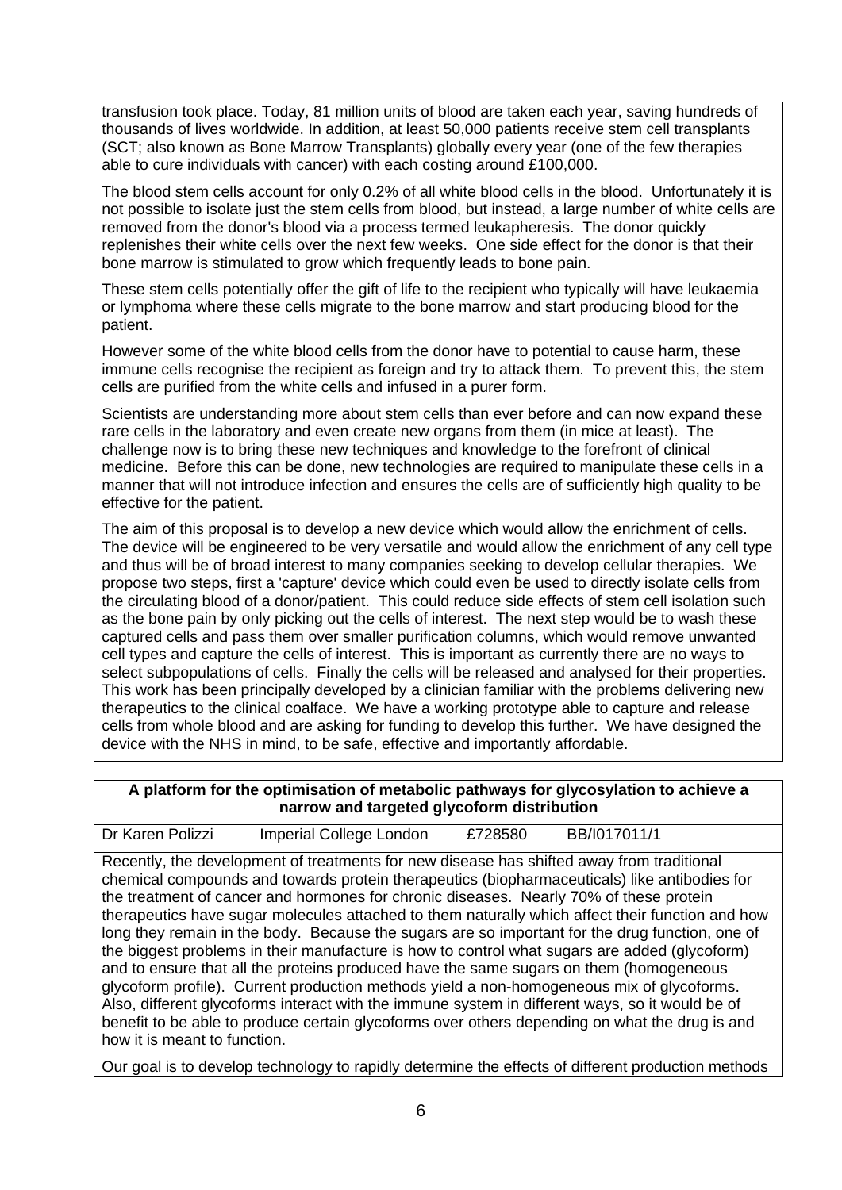transfusion took place. Today, 81 million units of blood are taken each year, saving hundreds of thousands of lives worldwide. In addition, at least 50,000 patients receive stem cell transplants (SCT; also known as Bone Marrow Transplants) globally every year (one of the few therapies able to cure individuals with cancer) with each costing around £100,000.

The blood stem cells account for only 0.2% of all white blood cells in the blood. Unfortunately it is not possible to isolate just the stem cells from blood, but instead, a large number of white cells are removed from the donor's blood via a process termed leukapheresis. The donor quickly replenishes their white cells over the next few weeks. One side effect for the donor is that their bone marrow is stimulated to grow which frequently leads to bone pain.

These stem cells potentially offer the gift of life to the recipient who typically will have leukaemia or lymphoma where these cells migrate to the bone marrow and start producing blood for the patient.

However some of the white blood cells from the donor have to potential to cause harm, these immune cells recognise the recipient as foreign and try to attack them. To prevent this, the stem cells are purified from the white cells and infused in a purer form.

Scientists are understanding more about stem cells than ever before and can now expand these rare cells in the laboratory and even create new organs from them (in mice at least). The challenge now is to bring these new techniques and knowledge to the forefront of clinical medicine. Before this can be done, new technologies are required to manipulate these cells in a manner that will not introduce infection and ensures the cells are of sufficiently high quality to be effective for the patient.

The aim of this proposal is to develop a new device which would allow the enrichment of cells. The device will be engineered to be very versatile and would allow the enrichment of any cell type and thus will be of broad interest to many companies seeking to develop cellular therapies. We propose two steps, first a 'capture' device which could even be used to directly isolate cells from the circulating blood of a donor/patient. This could reduce side effects of stem cell isolation such as the bone pain by only picking out the cells of interest. The next step would be to wash these captured cells and pass them over smaller purification columns, which would remove unwanted cell types and capture the cells of interest. This is important as currently there are no ways to select subpopulations of cells. Finally the cells will be released and analysed for their properties. This work has been principally developed by a clinician familiar with the problems delivering new therapeutics to the clinical coalface. We have a working prototype able to capture and release cells from whole blood and are asking for funding to develop this further. We have designed the device with the NHS in mind, to be safe, effective and importantly affordable.

**A platform for the optimisation of metabolic pathways for glycosylation to achieve a narrow and targeted glycoform distribution**

| Dr Karen Polizzi | Imperial College London | £728580 | BB/I017011/1 |
|---|---|---|---|

Recently, the development of treatments for new disease has shifted away from traditional chemical compounds and towards protein therapeutics (biopharmaceuticals) like antibodies for the treatment of cancer and hormones for chronic diseases. Nearly 70% of these protein therapeutics have sugar molecules attached to them naturally which affect their function and how long they remain in the body. Because the sugars are so important for the drug function, one of the biggest problems in their manufacture is how to control what sugars are added (glycoform) and to ensure that all the proteins produced have the same sugars on them (homogeneous glycoform profile). Current production methods yield a non-homogeneous mix of glycoforms. Also, different glycoforms interact with the immune system in different ways, so it would be of benefit to be able to produce certain glycoforms over others depending on what the drug is and how it is meant to function.

Our goal is to develop technology to rapidly determine the effects of different production methods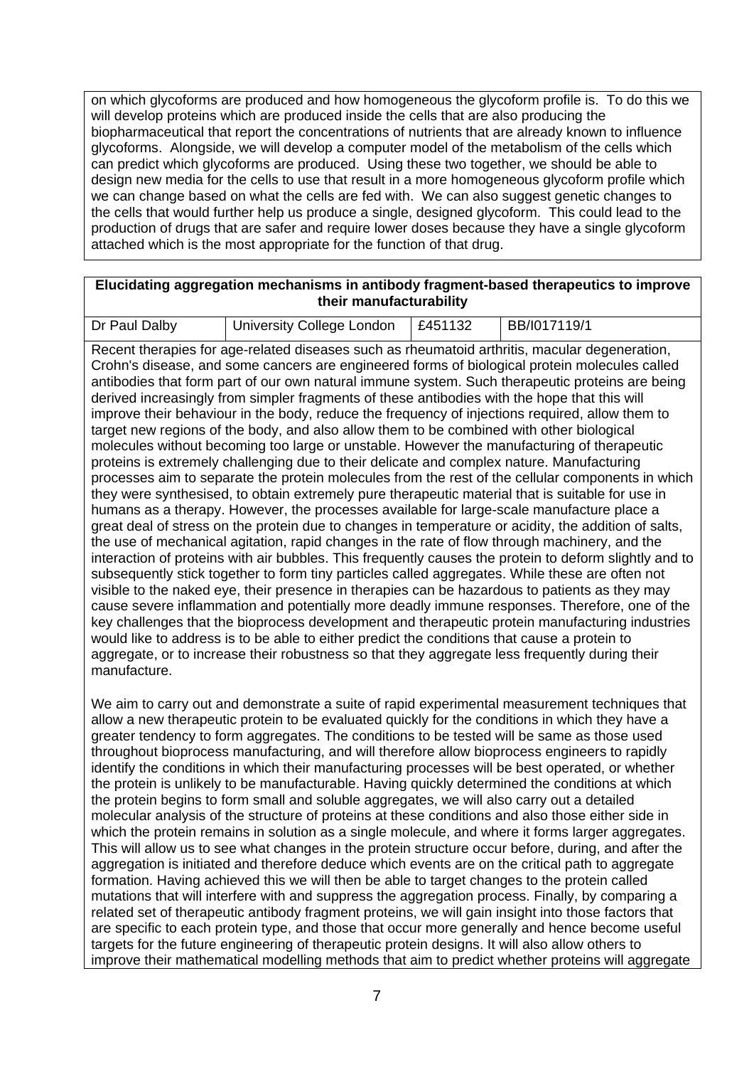on which glycoforms are produced and how homogeneous the glycoform profile is. To do this we will develop proteins which are produced inside the cells that are also producing the biopharmaceutical that report the concentrations of nutrients that are already known to influence glycoforms. Alongside, we will develop a computer model of the metabolism of the cells which can predict which glycoforms are produced. Using these two together, we should be able to design new media for the cells to use that result in a more homogeneous glycoform profile which we can change based on what the cells are fed with. We can also suggest genetic changes to the cells that would further help us produce a single, designed glycoform. This could lead to the production of drugs that are safer and require lower doses because they have a single glycoform attached which is the most appropriate for the function of that drug.

**Elucidating aggregation mechanisms in antibody fragment-based therapeutics to improve their manufacturability**

| Dr Paul Dalby | University College London | £451132 | BB/I017119/1 |
|---|---|---|---|

Recent therapies for age-related diseases such as rheumatoid arthritis, macular degeneration, Crohn's disease, and some cancers are engineered forms of biological protein molecules called antibodies that form part of our own natural immune system. Such therapeutic proteins are being derived increasingly from simpler fragments of these antibodies with the hope that this will improve their behaviour in the body, reduce the frequency of injections required, allow them to target new regions of the body, and also allow them to be combined with other biological molecules without becoming too large or unstable. However the manufacturing of therapeutic proteins is extremely challenging due to their delicate and complex nature. Manufacturing processes aim to separate the protein molecules from the rest of the cellular components in which they were synthesised, to obtain extremely pure therapeutic material that is suitable for use in humans as a therapy. However, the processes available for large-scale manufacture place a great deal of stress on the protein due to changes in temperature or acidity, the addition of salts, the use of mechanical agitation, rapid changes in the rate of flow through machinery, and the interaction of proteins with air bubbles. This frequently causes the protein to deform slightly and to subsequently stick together to form tiny particles called aggregates. While these are often not visible to the naked eye, their presence in therapies can be hazardous to patients as they may cause severe inflammation and potentially more deadly immune responses. Therefore, one of the key challenges that the bioprocess development and therapeutic protein manufacturing industries would like to address is to be able to either predict the conditions that cause a protein to aggregate, or to increase their robustness so that they aggregate less frequently during their manufacture.

We aim to carry out and demonstrate a suite of rapid experimental measurement techniques that allow a new therapeutic protein to be evaluated quickly for the conditions in which they have a greater tendency to form aggregates. The conditions to be tested will be same as those used throughout bioprocess manufacturing, and will therefore allow bioprocess engineers to rapidly identify the conditions in which their manufacturing processes will be best operated, or whether the protein is unlikely to be manufacturable. Having quickly determined the conditions at which the protein begins to form small and soluble aggregates, we will also carry out a detailed molecular analysis of the structure of proteins at these conditions and also those either side in which the protein remains in solution as a single molecule, and where it forms larger aggregates. This will allow us to see what changes in the protein structure occur before, during, and after the aggregation is initiated and therefore deduce which events are on the critical path to aggregate formation. Having achieved this we will then be able to target changes to the protein called mutations that will interfere with and suppress the aggregation process. Finally, by comparing a related set of therapeutic antibody fragment proteins, we will gain insight into those factors that are specific to each protein type, and those that occur more generally and hence become useful targets for the future engineering of therapeutic protein designs. It will also allow others to improve their mathematical modelling methods that aim to predict whether proteins will aggregate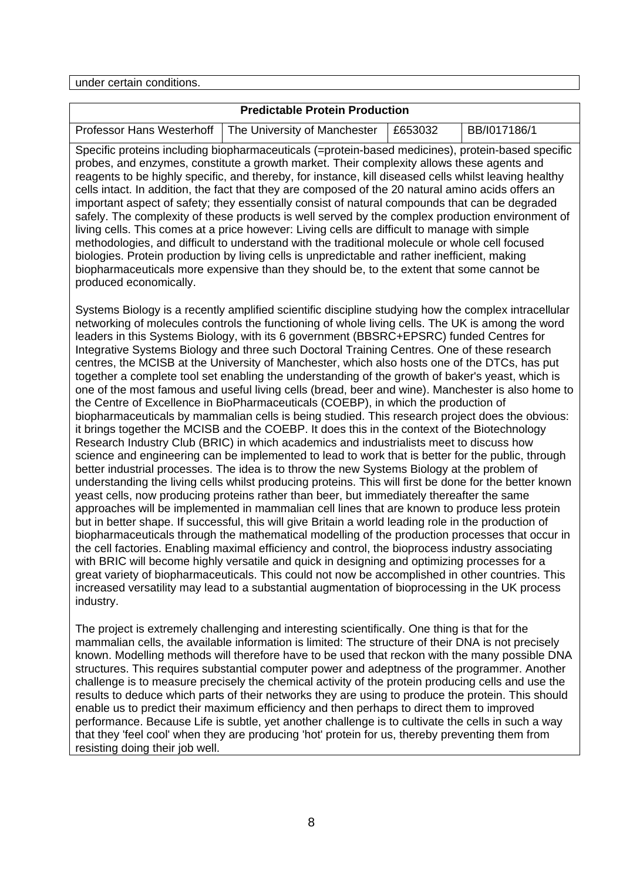under certain conditions.

## Predictable Protein Production

| Professor Hans Westerhoff | The University of Manchester | £653032 | BB/I017186/1 |
| --- | --- | --- | --- |

Specific proteins including biopharmaceuticals (=protein-based medicines), protein-based specific probes, and enzymes, constitute a growth market. Their complexity allows these agents and reagents to be highly specific, and thereby, for instance, kill diseased cells whilst leaving healthy cells intact. In addition, the fact that they are composed of the 20 natural amino acids offers an important aspect of safety; they essentially consist of natural compounds that can be degraded safely. The complexity of these products is well served by the complex production environment of living cells. This comes at a price however: Living cells are difficult to manage with simple methodologies, and difficult to understand with the traditional molecule or whole cell focused biologies. Protein production by living cells is unpredictable and rather inefficient, making biopharmaceuticals more expensive than they should be, to the extent that some cannot be produced economically.

Systems Biology is a recently amplified scientific discipline studying how the complex intracellular networking of molecules controls the functioning of whole living cells. The UK is among the word leaders in this Systems Biology, with its 6 government (BBSRC+EPSRC) funded Centres for Integrative Systems Biology and three such Doctoral Training Centres. One of these research centres, the MCISB at the University of Manchester, which also hosts one of the DTCs, has put together a complete tool set enabling the understanding of the growth of baker's yeast, which is one of the most famous and useful living cells (bread, beer and wine). Manchester is also home to the Centre of Excellence in BioPharmaceuticals (COEBP), in which the production of biopharmaceuticals by mammalian cells is being studied. This research project does the obvious: it brings together the MCISB and the COEBP. It does this in the context of the Biotechnology Research Industry Club (BRIC) in which academics and industrialists meet to discuss how science and engineering can be implemented to lead to work that is better for the public, through better industrial processes. The idea is to throw the new Systems Biology at the problem of understanding the living cells whilst producing proteins. This will first be done for the better known yeast cells, now producing proteins rather than beer, but immediately thereafter the same approaches will be implemented in mammalian cell lines that are known to produce less protein but in better shape. If successful, this will give Britain a world leading role in the production of biopharmaceuticals through the mathematical modelling of the production processes that occur in the cell factories. Enabling maximal efficiency and control, the bioprocess industry associating with BRIC will become highly versatile and quick in designing and optimizing processes for a great variety of biopharmaceuticals. This could not now be accomplished in other countries. This increased versatility may lead to a substantial augmentation of bioprocessing in the UK process industry.

The project is extremely challenging and interesting scientifically. One thing is that for the mammalian cells, the available information is limited: The structure of their DNA is not precisely known. Modelling methods will therefore have to be used that reckon with the many possible DNA structures. This requires substantial computer power and adeptness of the programmer. Another challenge is to measure precisely the chemical activity of the protein producing cells and use the results to deduce which parts of their networks they are using to produce the protein. This should enable us to predict their maximum efficiency and then perhaps to direct them to improved performance. Because Life is subtle, yet another challenge is to cultivate the cells in such a way that they 'feel cool' when they are producing 'hot' protein for us, thereby preventing them from resisting doing their job well.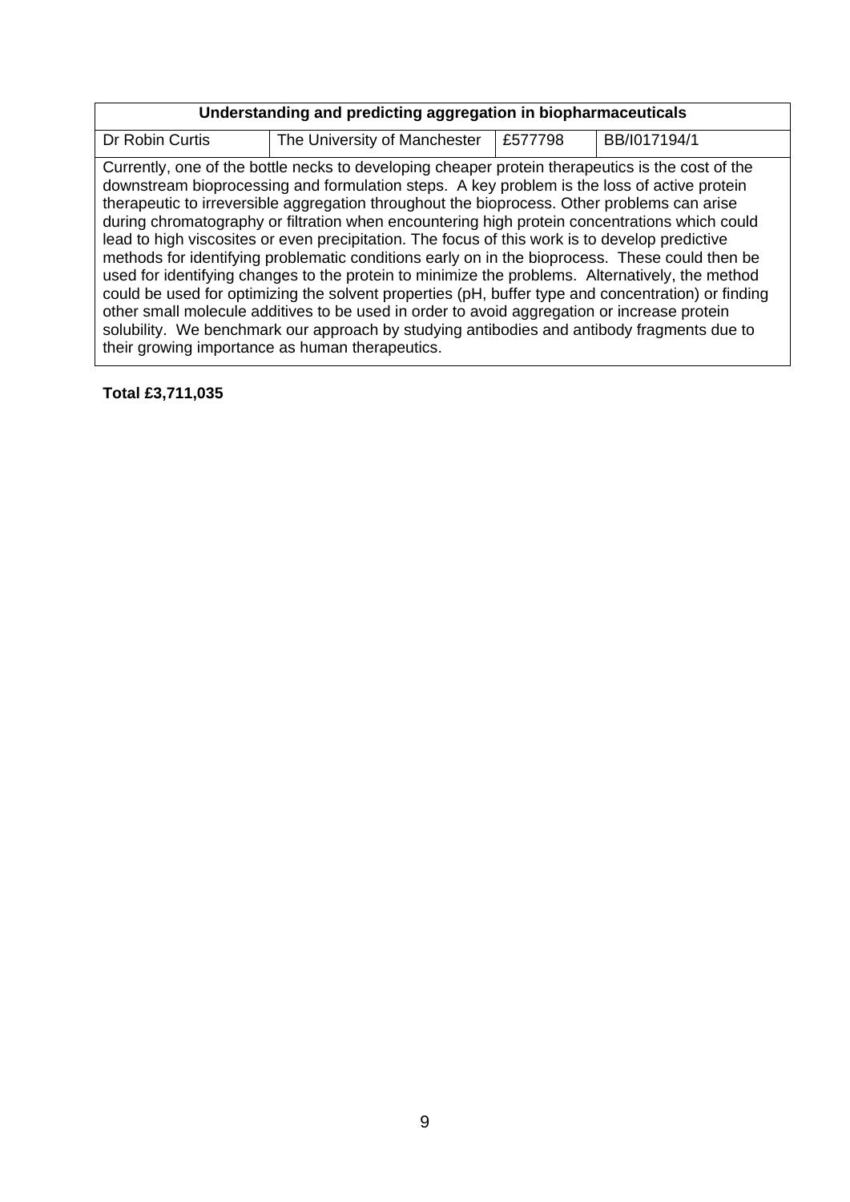| Understanding and predicting aggregation in biopharmaceuticals | | | |
|---|---|---|---|
| Dr Robin Curtis | The University of Manchester | £577798 | BB/I017194/1 |
| Currently, one of the bottle necks to developing cheaper protein therapeutics is the cost of the downstream bioprocessing and formulation steps. A key problem is the loss of active protein therapeutic to irreversible aggregation throughout the bioprocess. Other problems can arise during chromatography or filtration when encountering high protein concentrations which could lead to high viscosites or even precipitation. The focus of this work is to develop predictive methods for identifying problematic conditions early on in the bioprocess. These could then be used for identifying changes to the protein to minimize the problems. Alternatively, the method could be used for optimizing the solvent properties (pH, buffer type and concentration) or finding other small molecule additives to be used in order to avoid aggregation or increase protein solubility. We benchmark our approach by studying antibodies and antibody fragments due to their growing importance as human therapeutics. | | | |

**Total £3,711,035**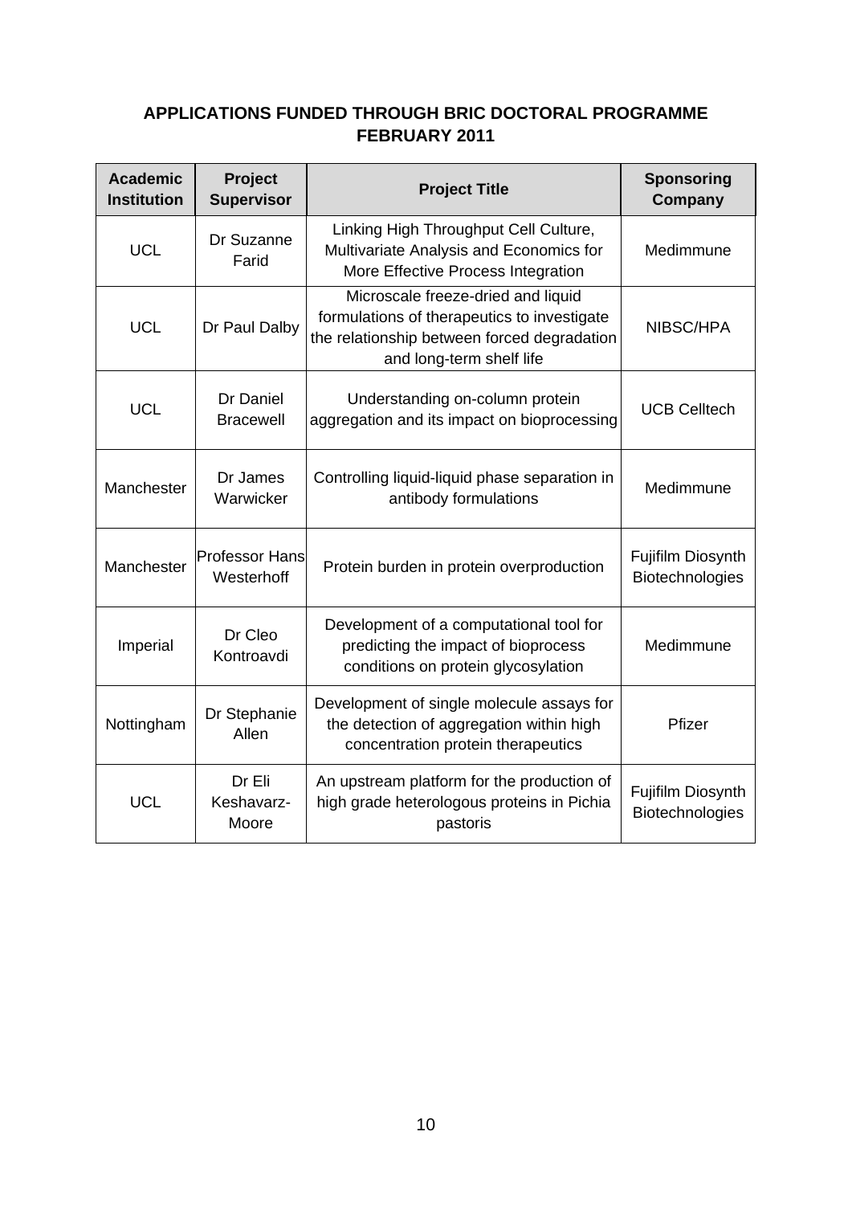**APPLICATIONS FUNDED THROUGH BRIC DOCTORAL PROGRAMME FEBRUARY 2011**

| Academic Institution | Project Supervisor | Project Title | Sponsoring Company |
|---|---|---|---|
| UCL | Dr Suzanne Farid | Linking High Throughput Cell Culture, Multivariate Analysis and Economics for More Effective Process Integration | Medimmune |
| UCL | Dr Paul Dalby | Microscale freeze-dried and liquid formulations of therapeutics to investigate the relationship between forced degradation and long-term shelf life | NIBSC/HPA |
| UCL | Dr Daniel Bracewell | Understanding on-column protein aggregation and its impact on bioprocessing | UCB Celltech |
| Manchester | Dr James Warwicker | Controlling liquid-liquid phase separation in antibody formulations | Medimmune |
| Manchester | Professor Hans Westerhoff | Protein burden in protein overproduction | Fujifilm Diosynth Biotechnologies |
| Imperial | Dr Cleo Kontroavdi | Development of a computational tool for predicting the impact of bioprocess conditions on protein glycosylation | Medimmune |
| Nottingham | Dr Stephanie Allen | Development of single molecule assays for the detection of aggregation within high concentration protein therapeutics | Pfizer |
| UCL | Dr Eli Keshavarz-Moore | An upstream platform for the production of high grade heterologous proteins in Pichia pastoris | Fujifilm Diosynth Biotechnologies |